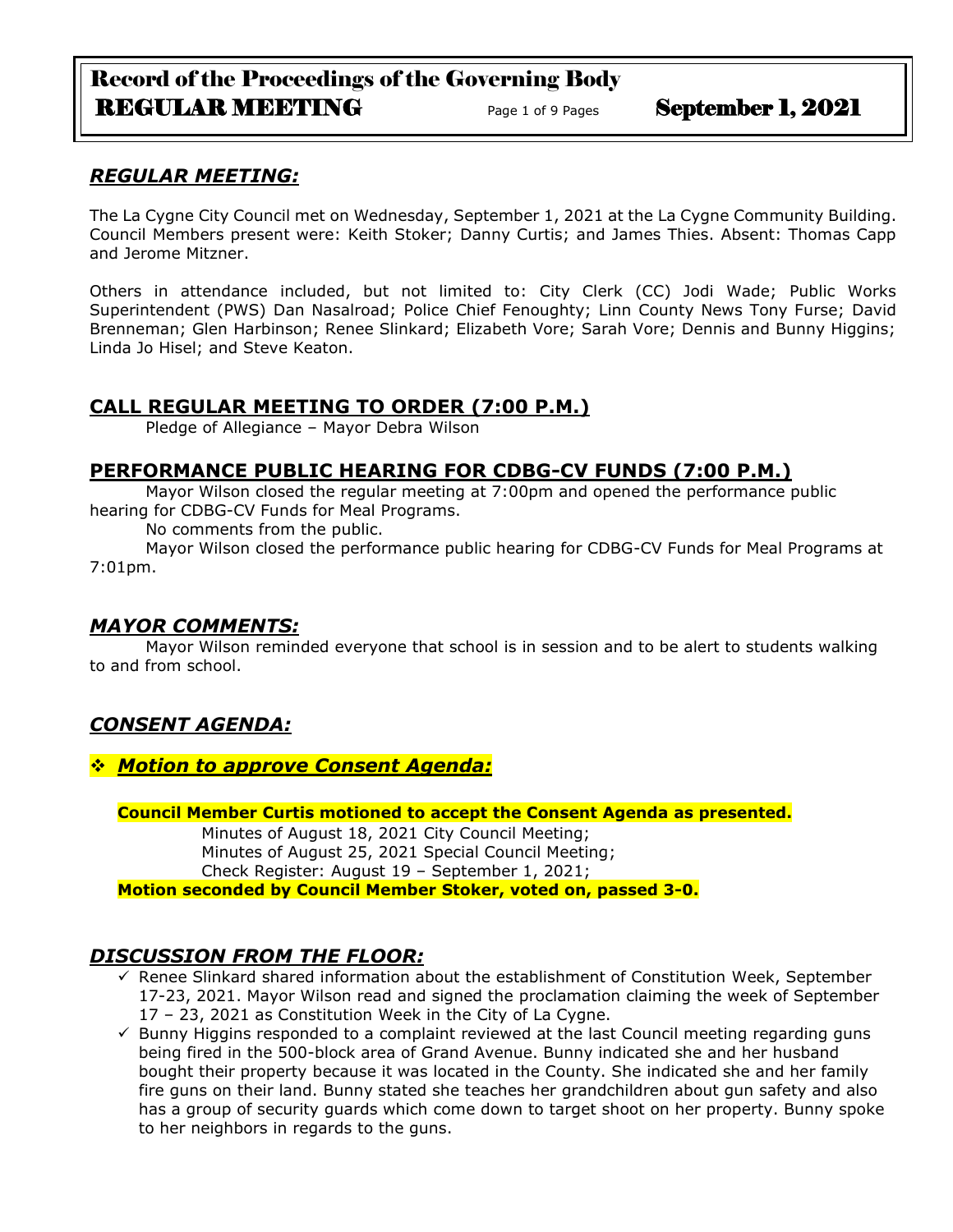# Record of the Proceedings of the Governing Body
## REGULAR MEETING — September 1, 2021

### *REGULAR MEETING:*

The La Cygne City Council met on Wednesday, September 1, 2021 at the La Cygne Community Building. Council Members present were: Keith Stoker; Danny Curtis; and James Thies. Absent: Thomas Capp and Jerome Mitzner.

Others in attendance included, but not limited to: City Clerk (CC) Jodi Wade; Public Works Superintendent (PWS) Dan Nasalroad; Police Chief Fenoughty; Linn County News Tony Furse; David Brenneman; Glen Harbinson; Renee Slinkard; Elizabeth Vore; Sarah Vore; Dennis and Bunny Higgins; Linda Jo Hisel; and Steve Keaton.

### CALL REGULAR MEETING TO ORDER (7:00 P.M.)

Pledge of Allegiance – Mayor Debra Wilson

### PERFORMANCE PUBLIC HEARING FOR CDBG-CV FUNDS (7:00 P.M.)

Mayor Wilson closed the regular meeting at 7:00pm and opened the performance public hearing for CDBG-CV Funds for Meal Programs.

No comments from the public.

Mayor Wilson closed the performance public hearing for CDBG-CV Funds for Meal Programs at 7:01pm.

### *MAYOR COMMENTS:*

Mayor Wilson reminded everyone that school is in session and to be alert to students walking to and from school.

### *CONSENT AGENDA:*

❖ ***Motion to approve Consent Agenda:***

**Council Member Curtis motioned to accept the Consent Agenda as presented.**

Minutes of August 18, 2021 City Council Meeting;
Minutes of August 25, 2021 Special Council Meeting;
Check Register: August 19 – September 1, 2021;

**Motion seconded by Council Member Stoker, voted on, passed 3-0.**

### *DISCUSSION FROM THE FLOOR:*

- ✓ Renee Slinkard shared information about the establishment of Constitution Week, September 17-23, 2021. Mayor Wilson read and signed the proclamation claiming the week of September 17 – 23, 2021 as Constitution Week in the City of La Cygne.
- ✓ Bunny Higgins responded to a complaint reviewed at the last Council meeting regarding guns being fired in the 500-block area of Grand Avenue. Bunny indicated she and her husband bought their property because it was located in the County. She indicated she and her family fire guns on their land. Bunny stated she teaches her grandchildren about gun safety and also has a group of security guards which come down to target shoot on her property. Bunny spoke to her neighbors in regards to the guns.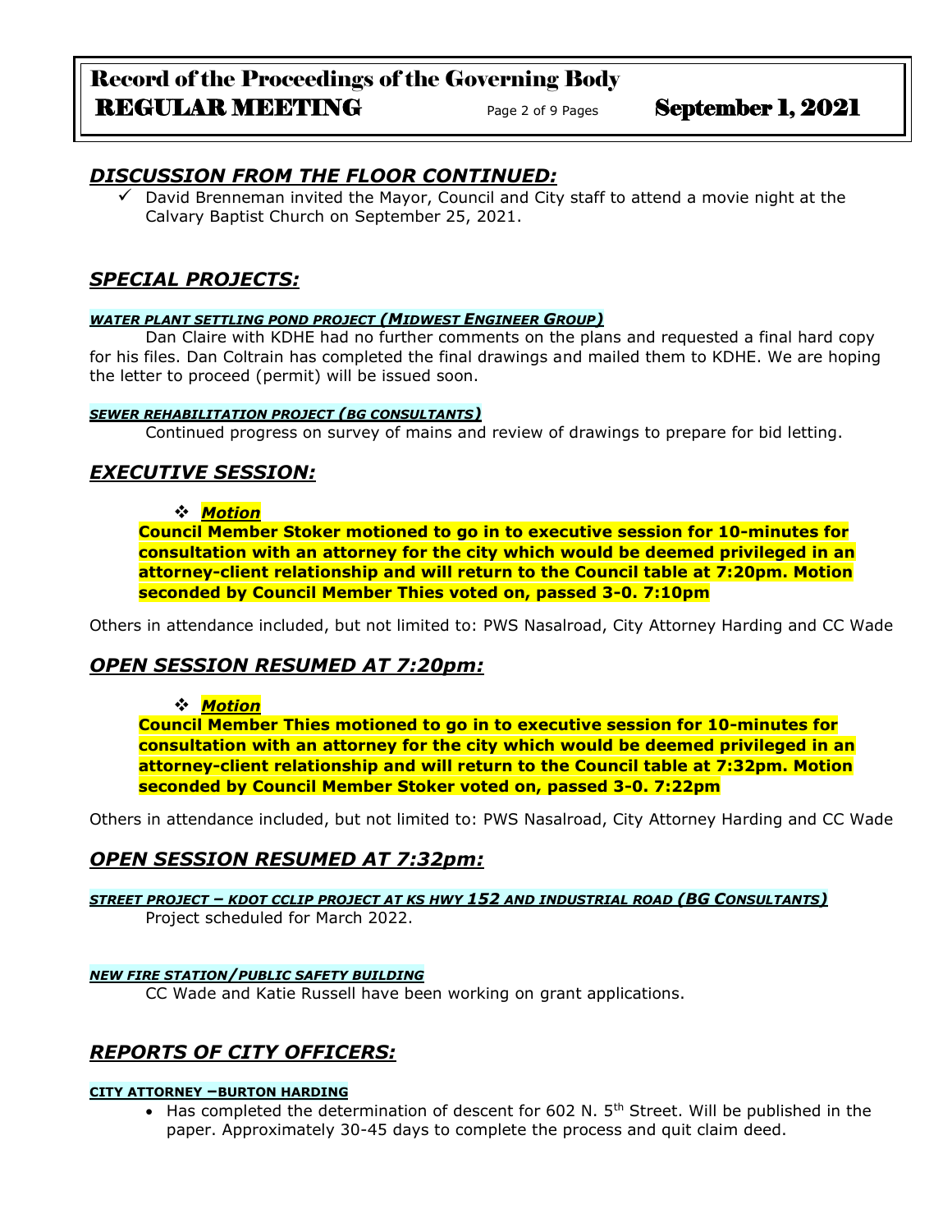## *DISCUSSION FROM THE FLOOR CONTINUED:*

- ✓ David Brenneman invited the Mayor, Council and City staff to attend a movie night at the Calvary Baptist Church on September 25, 2021.

## *SPECIAL PROJECTS:*

#### ***WATER PLANT SETTLING POND PROJECT (MIDWEST ENGINEER GROUP)***

Dan Claire with KDHE had no further comments on the plans and requested a final hard copy for his files. Dan Coltrain has completed the final drawings and mailed them to KDHE. We are hoping the letter to proceed (permit) will be issued soon.

#### ***SEWER REHABILITATION PROJECT (BG CONSULTANTS)***

Continued progress on survey of mains and review of drawings to prepare for bid letting.

## *EXECUTIVE SESSION:*

- ❖ ***Motion***

**Council Member Stoker motioned to go in to executive session for 10-minutes for consultation with an attorney for the city which would be deemed privileged in an attorney-client relationship and will return to the Council table at 7:20pm. Motion seconded by Council Member Thies voted on, passed 3-0. 7:10pm**

Others in attendance included, but not limited to: PWS Nasalroad, City Attorney Harding and CC Wade

## *OPEN SESSION RESUMED AT 7:20pm:*

- ❖ ***Motion***

**Council Member Thies motioned to go in to executive session for 10-minutes for consultation with an attorney for the city which would be deemed privileged in an attorney-client relationship and will return to the Council table at 7:32pm. Motion seconded by Council Member Stoker voted on, passed 3-0. 7:22pm**

Others in attendance included, but not limited to: PWS Nasalroad, City Attorney Harding and CC Wade

## *OPEN SESSION RESUMED AT 7:32pm:*

#### ***STREET PROJECT – KDOT CCLIP PROJECT AT KS HWY 152 AND INDUSTRIAL ROAD (BG CONSULTANTS)***

Project scheduled for March 2022.

#### ***NEW FIRE STATION/PUBLIC SAFETY BUILDING***

CC Wade and Katie Russell have been working on grant applications.

## *REPORTS OF CITY OFFICERS:*

#### **CITY ATTORNEY –BURTON HARDING**

- Has completed the determination of descent for 602 N. 5th Street. Will be published in the paper. Approximately 30-45 days to complete the process and quit claim deed.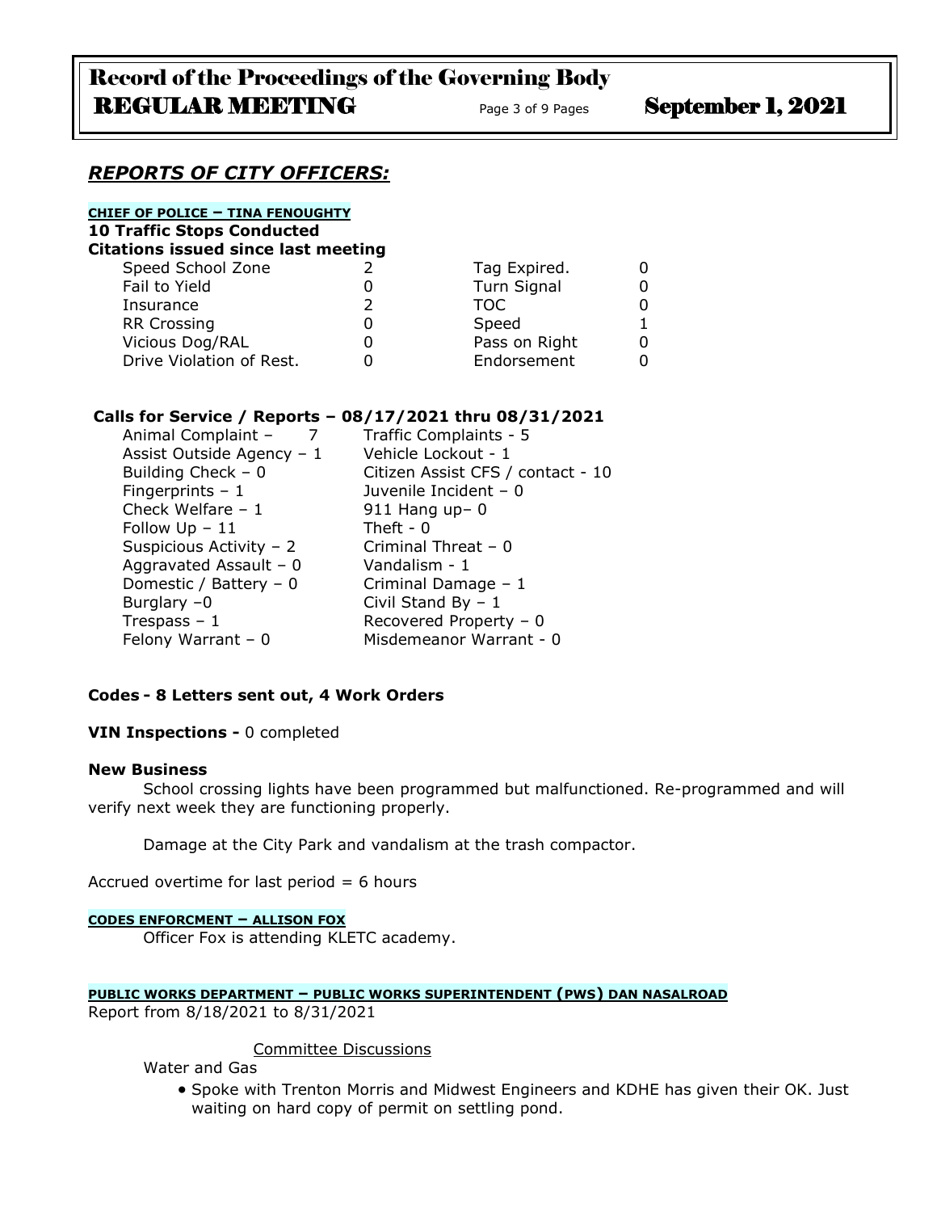## *REPORTS OF CITY OFFICERS:*

**CHIEF OF POLICE – TINA FENOUGHTY**

**10 Traffic Stops Conducted**

**Citations issued since last meeting**

| | | | |
|---|---|---|---|
| Speed School Zone | 2 | Tag Expired. | 0 |
| Fail to Yield | 0 | Turn Signal | 0 |
| Insurance | 2 | TOC | 0 |
| RR Crossing | 0 | Speed | 1 |
| Vicious Dog/RAL | 0 | Pass on Right | 0 |
| Drive Violation of Rest. | 0 | Endorsement | 0 |

**Calls for Service / Reports – 08/17/2021 thru 08/31/2021**

| | |
|---|---|
| Animal Complaint – 7 | Traffic Complaints - 5 |
| Assist Outside Agency – 1 | Vehicle Lockout - 1 |
| Building Check – 0 | Citizen Assist CFS / contact - 10 |
| Fingerprints – 1 | Juvenile Incident – 0 |
| Check Welfare – 1 | 911 Hang up– 0 |
| Follow Up – 11 | Theft - 0 |
| Suspicious Activity – 2 | Criminal Threat – 0 |
| Aggravated Assault – 0 | Vandalism - 1 |
| Domestic / Battery – 0 | Criminal Damage – 1 |
| Burglary –0 | Civil Stand By – 1 |
| Trespass – 1 | Recovered Property – 0 |
| Felony Warrant – 0 | Misdemeanor Warrant - 0 |

**Codes - 8 Letters sent out, 4 Work Orders**

**VIN Inspections -** 0 completed

**New Business**

School crossing lights have been programmed but malfunctioned. Re-programmed and will verify next week they are functioning properly.

Damage at the City Park and vandalism at the trash compactor.

Accrued overtime for last period = 6 hours

**CODES ENFORCMENT – ALLISON FOX**

Officer Fox is attending KLETC academy.

**PUBLIC WORKS DEPARTMENT – PUBLIC WORKS SUPERINTENDENT (PWS) DAN NASALROAD**

Report from 8/18/2021 to 8/31/2021

Committee Discussions

Water and Gas

- Spoke with Trenton Morris and Midwest Engineers and KDHE has given their OK. Just waiting on hard copy of permit on settling pond.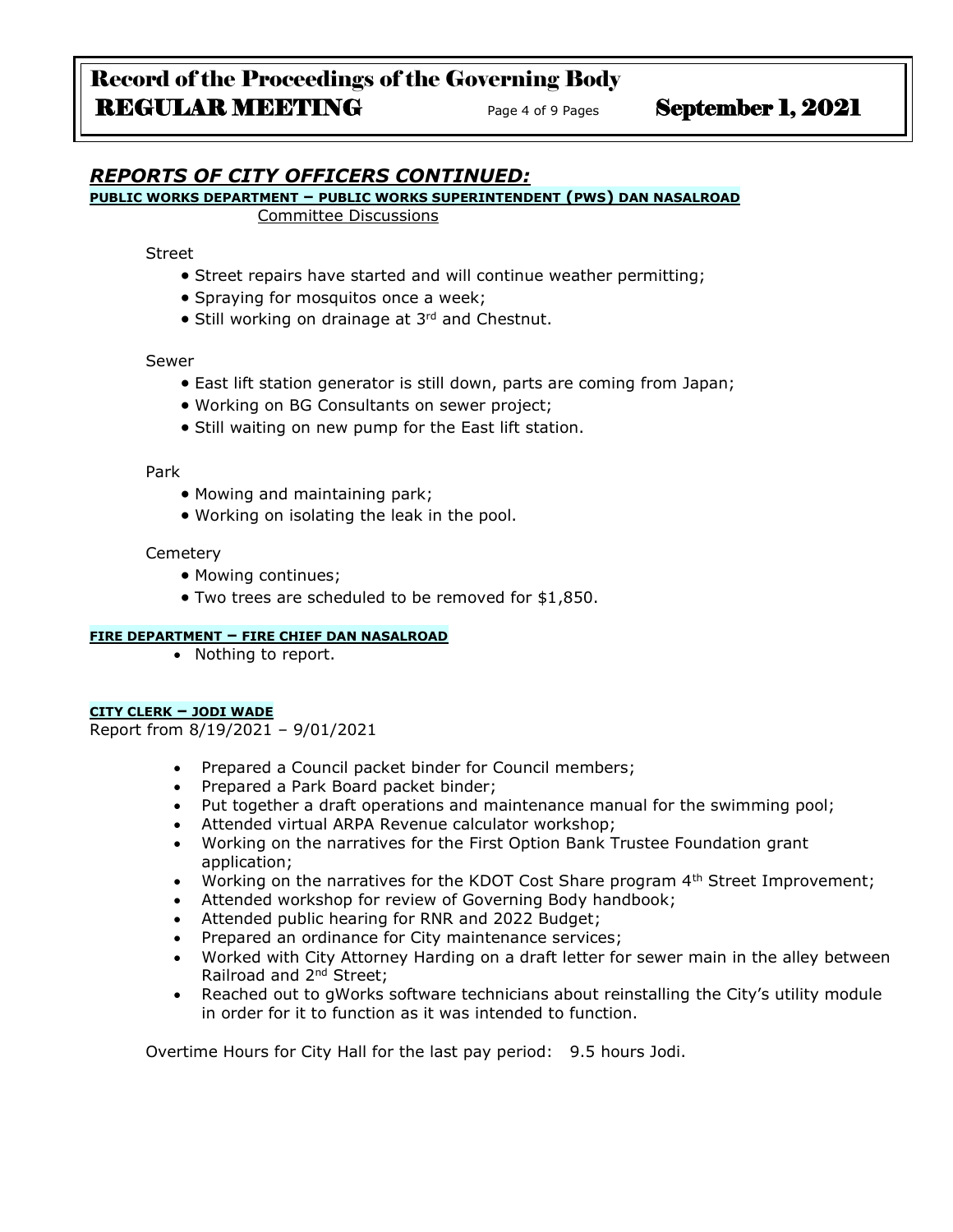## *REPORTS OF CITY OFFICERS CONTINUED:*

**PUBLIC WORKS DEPARTMENT – PUBLIC WORKS SUPERINTENDENT (PWS) DAN NASALROAD**

Committee Discussions

Street

- Street repairs have started and will continue weather permitting;
- Spraying for mosquitos once a week;
- Still working on drainage at 3rd and Chestnut.

Sewer

- East lift station generator is still down, parts are coming from Japan;
- Working on BG Consultants on sewer project;
- Still waiting on new pump for the East lift station.

Park

- Mowing and maintaining park;
- Working on isolating the leak in the pool.

Cemetery

- Mowing continues;
- Two trees are scheduled to be removed for $1,850.

**FIRE DEPARTMENT – FIRE CHIEF DAN NASALROAD**

- Nothing to report.

**CITY CLERK – JODI WADE**

Report from 8/19/2021 – 9/01/2021

- Prepared a Council packet binder for Council members;
- Prepared a Park Board packet binder;
- Put together a draft operations and maintenance manual for the swimming pool;
- Attended virtual ARPA Revenue calculator workshop;
- Working on the narratives for the First Option Bank Trustee Foundation grant application;
- Working on the narratives for the KDOT Cost Share program 4th Street Improvement;
- Attended workshop for review of Governing Body handbook;
- Attended public hearing for RNR and 2022 Budget;
- Prepared an ordinance for City maintenance services;
- Worked with City Attorney Harding on a draft letter for sewer main in the alley between Railroad and 2nd Street;
- Reached out to gWorks software technicians about reinstalling the City's utility module in order for it to function as it was intended to function.

Overtime Hours for City Hall for the last pay period: 9.5 hours Jodi.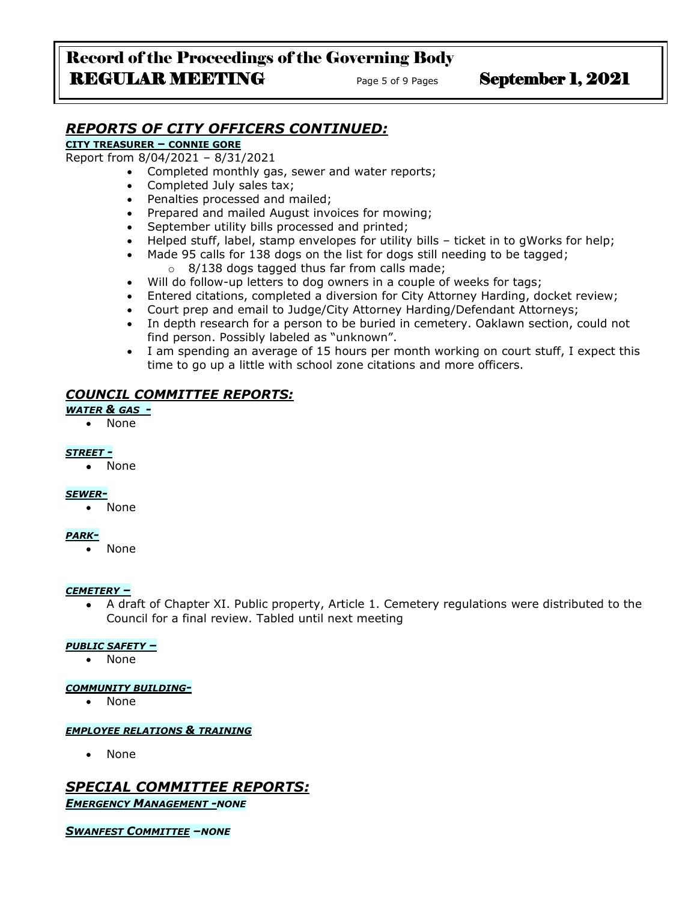## *REPORTS OF CITY OFFICERS CONTINUED:*

**CITY TREASURER – CONNIE GORE**

Report from 8/04/2021 – 8/31/2021

- Completed monthly gas, sewer and water reports;
- Completed July sales tax;
- Penalties processed and mailed;
- Prepared and mailed August invoices for mowing;
- September utility bills processed and printed;
- Helped stuff, label, stamp envelopes for utility bills – ticket in to gWorks for help;
- Made 95 calls for 138 dogs on the list for dogs still needing to be tagged;
    - 8/138 dogs tagged thus far from calls made;
- Will do follow-up letters to dog owners in a couple of weeks for tags;
- Entered citations, completed a diversion for City Attorney Harding, docket review;
- Court prep and email to Judge/City Attorney Harding/Defendant Attorneys;
- In depth research for a person to be buried in cemetery. Oaklawn section, could not find person. Possibly labeled as "unknown".
- I am spending an average of 15 hours per month working on court stuff, I expect this time to go up a little with school zone citations and more officers.

## *COUNCIL COMMITTEE REPORTS:*

***WATER & GAS -***

- None

***STREET -***

- None

***SEWER-***

- None

***PARK-***

- None

***CEMETERY –***

- A draft of Chapter XI. Public property, Article 1. Cemetery regulations were distributed to the Council for a final review. Tabled until next meeting

***PUBLIC SAFETY –***

- None

***COMMUNITY BUILDING-***

- None

***EMPLOYEE RELATIONS & TRAINING***

- None

## *SPECIAL COMMITTEE REPORTS:*

***EMERGENCY MANAGEMENT -NONE***

***SWANFEST COMMITTEE –NONE***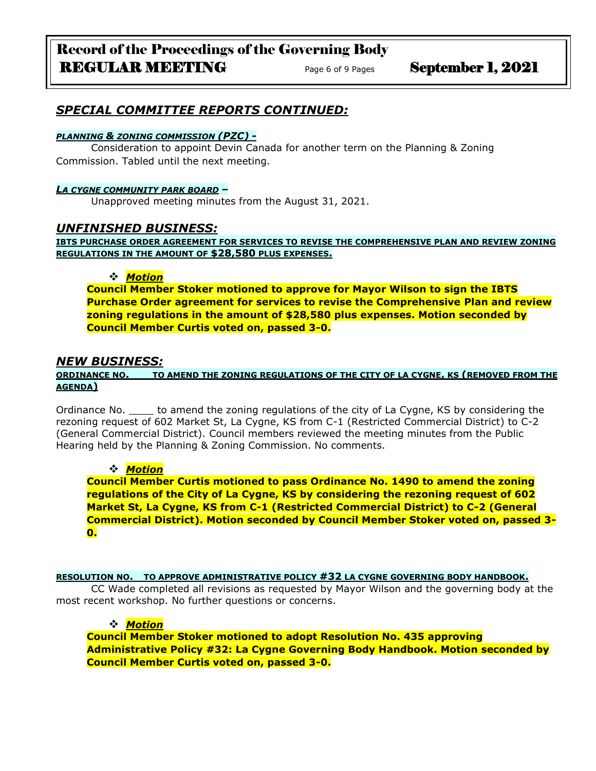## *SPECIAL COMMITTEE REPORTS CONTINUED:*

***PLANNING & ZONING COMMISSION (PZC) -***

Consideration to appoint Devin Canada for another term on the Planning & Zoning Commission. Tabled until the next meeting.

***LA CYGNE COMMUNITY PARK BOARD –***

Unapproved meeting minutes from the August 31, 2021.

## *UNFINISHED BUSINESS:*

**IBTS PURCHASE ORDER AGREEMENT FOR SERVICES TO REVISE THE COMPREHENSIVE PLAN AND REVIEW ZONING REGULATIONS IN THE AMOUNT OF $28,580 PLUS EXPENSES.**

- ***Motion***

**Council Member Stoker motioned to approve for Mayor Wilson to sign the IBTS Purchase Order agreement for services to revise the Comprehensive Plan and review zoning regulations in the amount of $28,580 plus expenses. Motion seconded by Council Member Curtis voted on, passed 3-0.**

## *NEW BUSINESS:*

**ORDINANCE NO. \_\_\_ TO AMEND THE ZONING REGULATIONS OF THE CITY OF LA CYGNE, KS (REMOVED FROM THE AGENDA)**

Ordinance No. \_\_\_\_ to amend the zoning regulations of the city of La Cygne, KS by considering the rezoning request of 602 Market St, La Cygne, KS from C-1 (Restricted Commercial District) to C-2 (General Commercial District). Council members reviewed the meeting minutes from the Public Hearing held by the Planning & Zoning Commission. No comments.

- ***Motion***

**Council Member Curtis motioned to pass Ordinance No. 1490 to amend the zoning regulations of the City of La Cygne, KS by considering the rezoning request of 602 Market St, La Cygne, KS from C-1 (Restricted Commercial District) to C-2 (General Commercial District). Motion seconded by Council Member Stoker voted on, passed 3-0.**

**RESOLUTION NO. TO APPROVE ADMINISTRATIVE POLICY #32 LA CYGNE GOVERNING BODY HANDBOOK.**

CC Wade completed all revisions as requested by Mayor Wilson and the governing body at the most recent workshop. No further questions or concerns.

- ***Motion***

**Council Member Stoker motioned to adopt Resolution No. 435 approving Administrative Policy #32: La Cygne Governing Body Handbook. Motion seconded by Council Member Curtis voted on, passed 3-0.**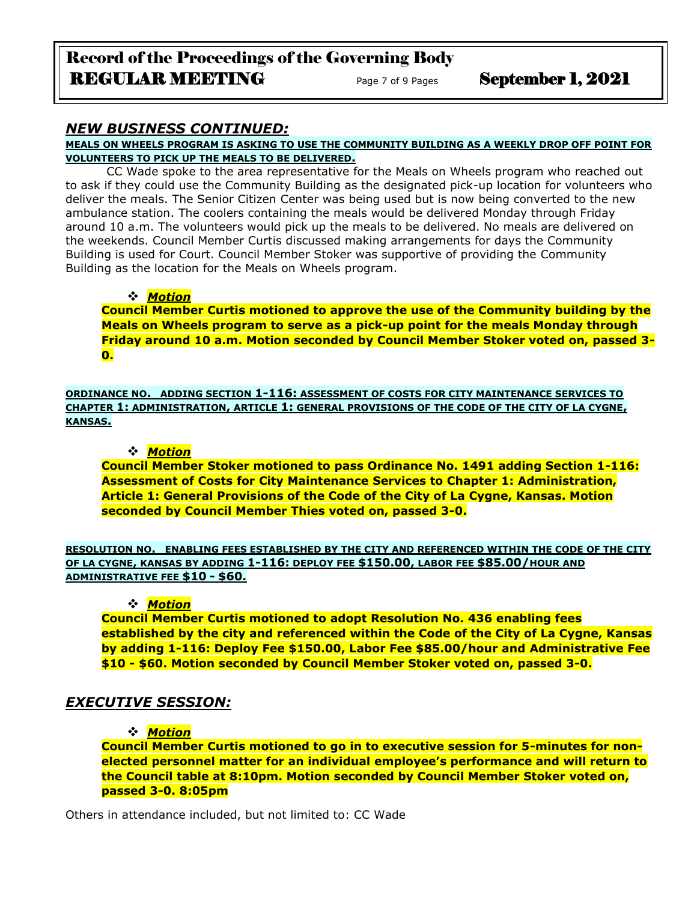## *NEW BUSINESS CONTINUED:*

**MEALS ON WHEELS PROGRAM IS ASKING TO USE THE COMMUNITY BUILDING AS A WEEKLY DROP OFF POINT FOR VOLUNTEERS TO PICK UP THE MEALS TO BE DELIVERED.**

CC Wade spoke to the area representative for the Meals on Wheels program who reached out to ask if they could use the Community Building as the designated pick-up location for volunteers who deliver the meals. The Senior Citizen Center was being used but is now being converted to the new ambulance station. The coolers containing the meals would be delivered Monday through Friday around 10 a.m. The volunteers would pick up the meals to be delivered. No meals are delivered on the weekends. Council Member Curtis discussed making arrangements for days the Community Building is used for Court. Council Member Stoker was supportive of providing the Community Building as the location for the Meals on Wheels program.

- ***Motion***

**Council Member Curtis motioned to approve the use of the Community building by the Meals on Wheels program to serve as a pick-up point for the meals Monday through Friday around 10 a.m. Motion seconded by Council Member Stoker voted on, passed 3-0.**

**ORDINANCE NO. ADDING SECTION 1-116: ASSESSMENT OF COSTS FOR CITY MAINTENANCE SERVICES TO CHAPTER 1: ADMINISTRATION, ARTICLE 1: GENERAL PROVISIONS OF THE CODE OF THE CITY OF LA CYGNE, KANSAS.**

- ***Motion***

**Council Member Stoker motioned to pass Ordinance No. 1491 adding Section 1-116: Assessment of Costs for City Maintenance Services to Chapter 1: Administration, Article 1: General Provisions of the Code of the City of La Cygne, Kansas. Motion seconded by Council Member Thies voted on, passed 3-0.**

**RESOLUTION NO. ENABLING FEES ESTABLISHED BY THE CITY AND REFERENCED WITHIN THE CODE OF THE CITY OF LA CYGNE, KANSAS BY ADDING 1-116: DEPLOY FEE $150.00, LABOR FEE $85.00/HOUR AND ADMINISTRATIVE FEE $10 - $60.**

- ***Motion***

**Council Member Curtis motioned to adopt Resolution No. 436 enabling fees established by the city and referenced within the Code of the City of La Cygne, Kansas by adding 1-116: Deploy Fee $150.00, Labor Fee $85.00/hour and Administrative Fee $10 - $60. Motion seconded by Council Member Stoker voted on, passed 3-0.**

## *EXECUTIVE SESSION:*

- ***Motion***

**Council Member Curtis motioned to go in to executive session for 5-minutes for non-elected personnel matter for an individual employee's performance and will return to the Council table at 8:10pm. Motion seconded by Council Member Stoker voted on, passed 3-0. 8:05pm**

Others in attendance included, but not limited to: CC Wade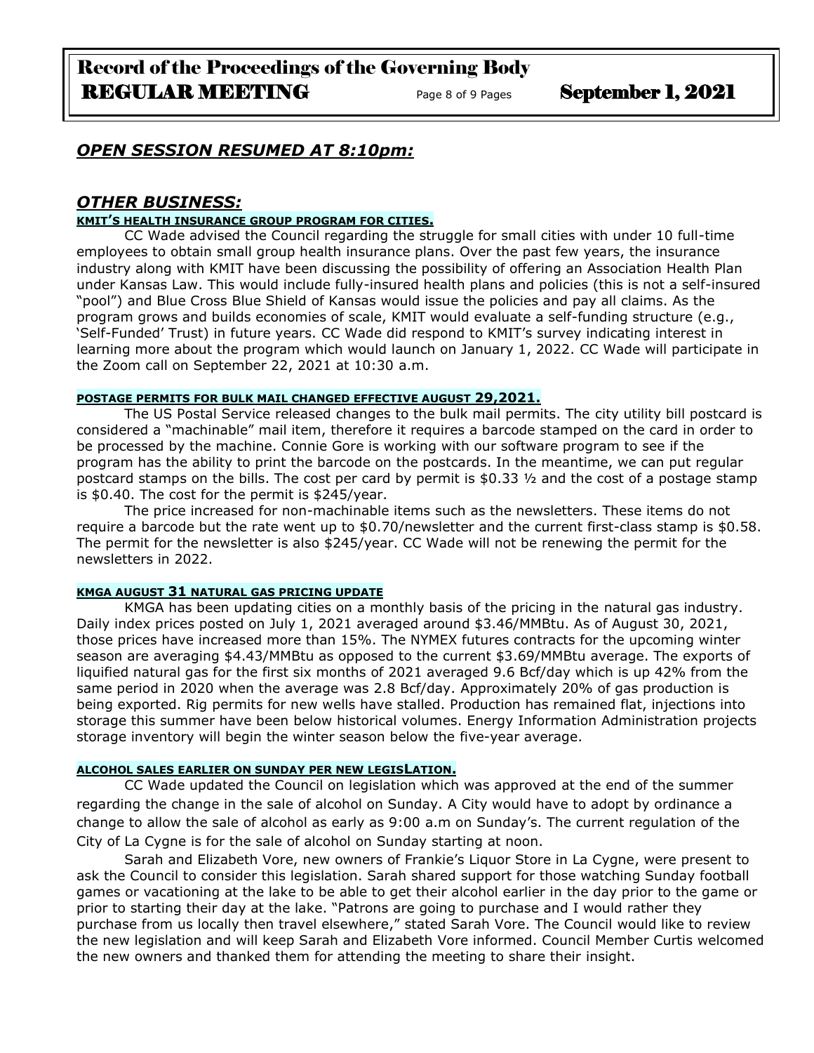## *OPEN SESSION RESUMED AT 8:10pm:*

## *OTHER BUSINESS:*

### KMIT'S HEALTH INSURANCE GROUP PROGRAM FOR CITIES.

CC Wade advised the Council regarding the struggle for small cities with under 10 full-time employees to obtain small group health insurance plans. Over the past few years, the insurance industry along with KMIT have been discussing the possibility of offering an Association Health Plan under Kansas Law. This would include fully-insured health plans and policies (this is not a self-insured "pool") and Blue Cross Blue Shield of Kansas would issue the policies and pay all claims. As the program grows and builds economies of scale, KMIT would evaluate a self-funding structure (e.g., 'Self-Funded' Trust) in future years. CC Wade did respond to KMIT's survey indicating interest in learning more about the program which would launch on January 1, 2022. CC Wade will participate in the Zoom call on September 22, 2021 at 10:30 a.m.

### POSTAGE PERMITS FOR BULK MAIL CHANGED EFFECTIVE AUGUST 29,2021.

The US Postal Service released changes to the bulk mail permits. The city utility bill postcard is considered a "machinable" mail item, therefore it requires a barcode stamped on the card in order to be processed by the machine. Connie Gore is working with our software program to see if the program has the ability to print the barcode on the postcards. In the meantime, we can put regular postcard stamps on the bills. The cost per card by permit is $0.33 ½ and the cost of a postage stamp is $0.40. The cost for the permit is $245/year.

The price increased for non-machinable items such as the newsletters. These items do not require a barcode but the rate went up to $0.70/newsletter and the current first-class stamp is $0.58. The permit for the newsletter is also $245/year. CC Wade will not be renewing the permit for the newsletters in 2022.

### KMGA AUGUST 31 NATURAL GAS PRICING UPDATE

KMGA has been updating cities on a monthly basis of the pricing in the natural gas industry. Daily index prices posted on July 1, 2021 averaged around $3.46/MMBtu. As of August 30, 2021, those prices have increased more than 15%. The NYMEX futures contracts for the upcoming winter season are averaging $4.43/MMBtu as opposed to the current $3.69/MMBtu average. The exports of liquified natural gas for the first six months of 2021 averaged 9.6 Bcf/day which is up 42% from the same period in 2020 when the average was 2.8 Bcf/day. Approximately 20% of gas production is being exported. Rig permits for new wells have stalled. Production has remained flat, injections into storage this summer have been below historical volumes. Energy Information Administration projects storage inventory will begin the winter season below the five-year average.

### ALCOHOL SALES EARLIER ON SUNDAY PER NEW LEGISLATION.

CC Wade updated the Council on legislation which was approved at the end of the summer regarding the change in the sale of alcohol on Sunday. A City would have to adopt by ordinance a change to allow the sale of alcohol as early as 9:00 a.m on Sunday's. The current regulation of the City of La Cygne is for the sale of alcohol on Sunday starting at noon.

Sarah and Elizabeth Vore, new owners of Frankie's Liquor Store in La Cygne, were present to ask the Council to consider this legislation. Sarah shared support for those watching Sunday football games or vacationing at the lake to be able to get their alcohol earlier in the day prior to the game or prior to starting their day at the lake. "Patrons are going to purchase and I would rather they purchase from us locally then travel elsewhere," stated Sarah Vore. The Council would like to review the new legislation and will keep Sarah and Elizabeth Vore informed. Council Member Curtis welcomed the new owners and thanked them for attending the meeting to share their insight.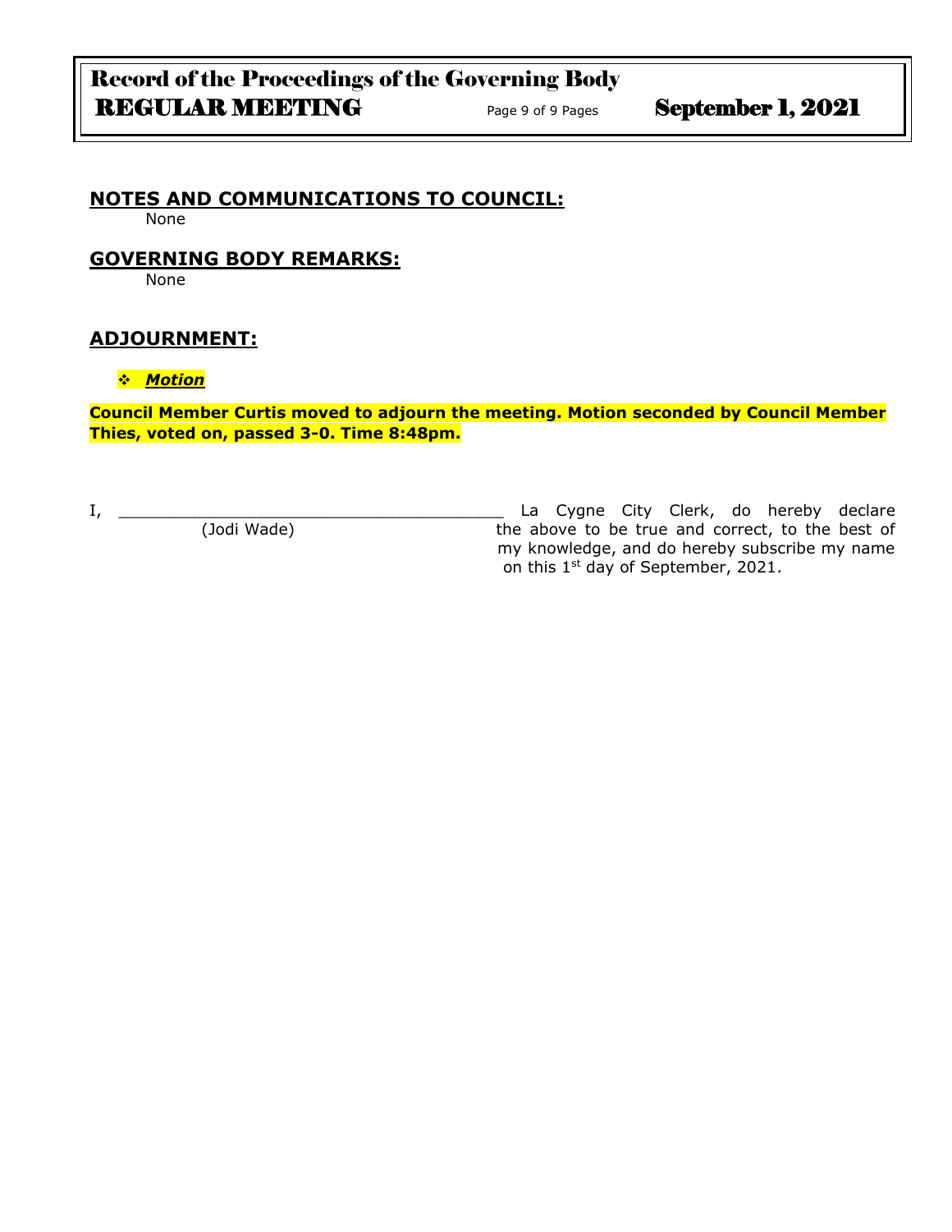## NOTES AND COMMUNICATIONS TO COUNCIL:

None

## GOVERNING BODY REMARKS:

None

## ADJOURNMENT:

- ***Motion***

**Council Member Curtis moved to adjourn the meeting. Motion seconded by Council Member Thies, voted on, passed 3-0. Time 8:48pm.**

I, ________________________________________ La Cygne City Clerk, do hereby declare the above to be true and correct, to the best of my knowledge, and do hereby subscribe my name on this 1st day of September, 2021.

(Jodi Wade)